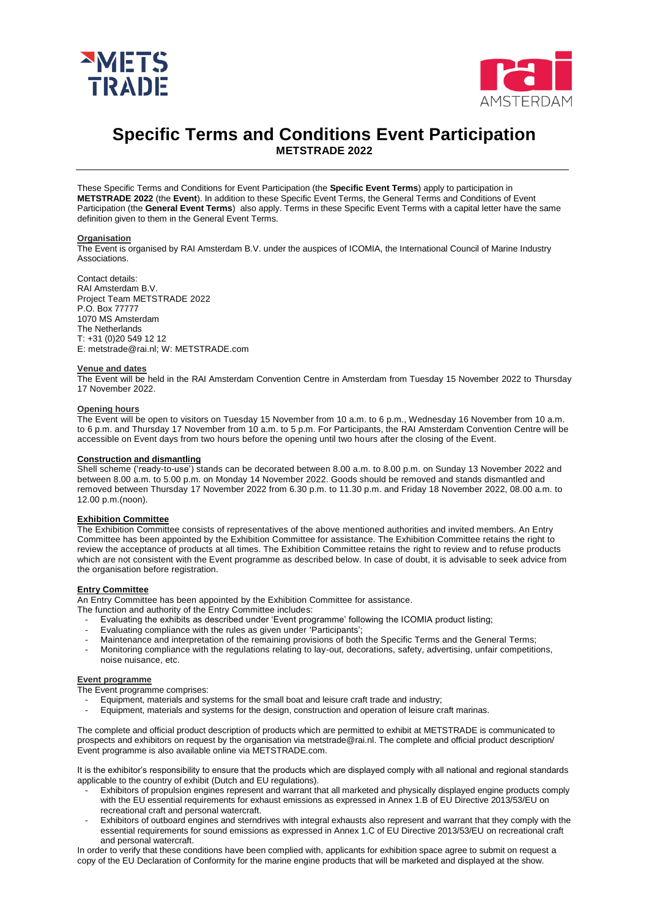# Specific Terms and Conditions Event Participation

## METSTRADE 2022

These Specific Terms and Conditions for Event Participation (the **Specific Event Terms**) apply to participation in **METSTRADE 2022** (the **Event**). In addition to these Specific Event Terms, the General Terms and Conditions of Event Participation (the **General Event Terms**) also apply. Terms in these Specific Event Terms with a capital letter have the same definition given to them in the General Event Terms.

### Organisation

The Event is organised by RAI Amsterdam B.V. under the auspices of ICOMIA, the International Council of Marine Industry Associations.

Contact details:
RAI Amsterdam B.V.
Project Team METSTRADE 2022
P.O. Box 77777
1070 MS Amsterdam
The Netherlands
T: +31 (0)20 549 12 12
E: metstrade@rai.nl; W: METSTRADE.com

### Venue and dates

The Event will be held in the RAI Amsterdam Convention Centre in Amsterdam from Tuesday 15 November 2022 to Thursday 17 November 2022.

### Opening hours

The Event will be open to visitors on Tuesday 15 November from 10 a.m. to 6 p.m., Wednesday 16 November from 10 a.m. to 6 p.m. and Thursday 17 November from 10 a.m. to 5 p.m. For Participants, the RAI Amsterdam Convention Centre will be accessible on Event days from two hours before the opening until two hours after the closing of the Event.

### Construction and dismantling

Shell scheme ('ready-to-use') stands can be decorated between 8.00 a.m. to 8.00 p.m. on Sunday 13 November 2022 and between 8.00 a.m. to 5.00 p.m. on Monday 14 November 2022. Goods should be removed and stands dismantled and removed between Thursday 17 November 2022 from 6.30 p.m. to 11.30 p.m. and Friday 18 November 2022, 08.00 a.m. to 12.00 p.m.(noon).

### Exhibition Committee

The Exhibition Committee consists of representatives of the above mentioned authorities and invited members. An Entry Committee has been appointed by the Exhibition Committee for assistance. The Exhibition Committee retains the right to review the acceptance of products at all times. The Exhibition Committee retains the right to review and to refuse products which are not consistent with the Event programme as described below. In case of doubt, it is advisable to seek advice from the organisation before registration.

### Entry Committee

An Entry Committee has been appointed by the Exhibition Committee for assistance.
The function and authority of the Entry Committee includes:

- Evaluating the exhibits as described under 'Event programme' following the ICOMIA product listing;
- Evaluating compliance with the rules as given under 'Participants';
- Maintenance and interpretation of the remaining provisions of both the Specific Terms and the General Terms;
- Monitoring compliance with the regulations relating to lay-out, decorations, safety, advertising, unfair competitions, noise nuisance, etc.

### Event programme

The Event programme comprises:

- Equipment, materials and systems for the small boat and leisure craft trade and industry;
- Equipment, materials and systems for the design, construction and operation of leisure craft marinas.

The complete and official product description of products which are permitted to exhibit at METSTRADE is communicated to prospects and exhibitors on request by the organisation via metstrade@rai.nl. The complete and official product description/ Event programme is also available online via METSTRADE.com.

It is the exhibitor's responsibility to ensure that the products which are displayed comply with all national and regional standards applicable to the country of exhibit (Dutch and EU regulations).

- Exhibitors of propulsion engines represent and warrant that all marketed and physically displayed engine products comply with the EU essential requirements for exhaust emissions as expressed in Annex 1.B of EU Directive 2013/53/EU on recreational craft and personal watercraft.
- Exhibitors of outboard engines and sterndrives with integral exhausts also represent and warrant that they comply with the essential requirements for sound emissions as expressed in Annex 1.C of EU Directive 2013/53/EU on recreational craft and personal watercraft.

In order to verify that these conditions have been complied with, applicants for exhibition space agree to submit on request a copy of the EU Declaration of Conformity for the marine engine products that will be marketed and displayed at the show.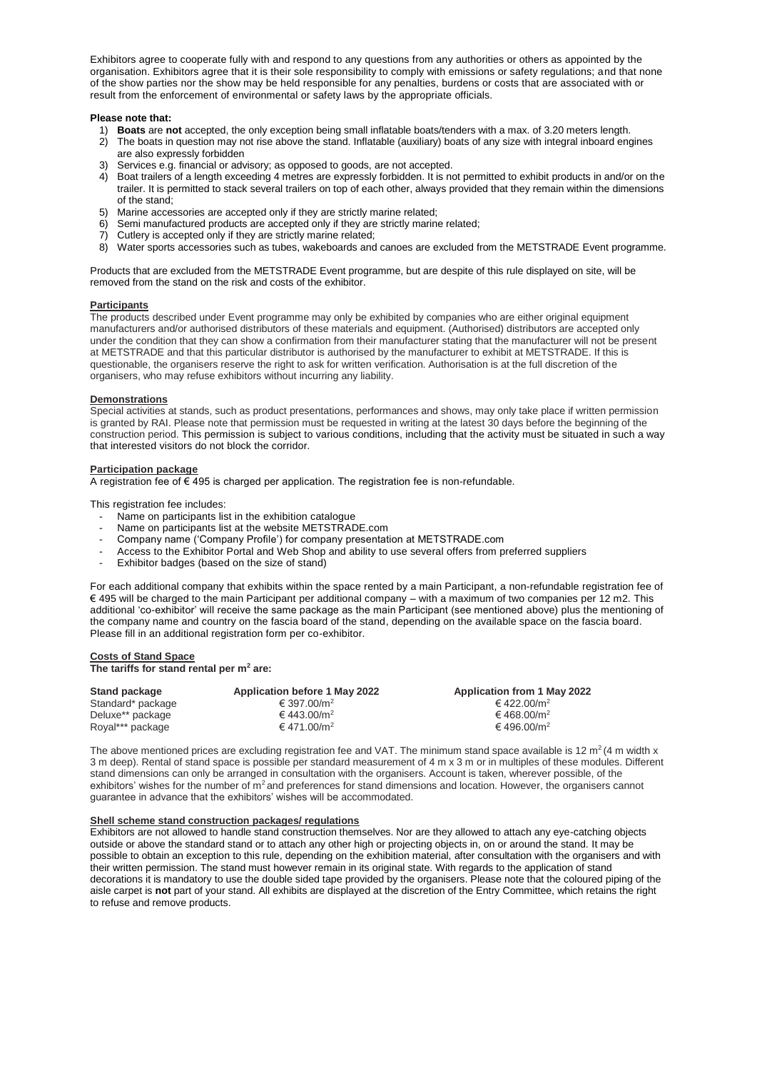Exhibitors agree to cooperate fully with and respond to any questions from any authorities or others as appointed by the organisation. Exhibitors agree that it is their sole responsibility to comply with emissions or safety regulations; and that none of the show parties nor the show may be held responsible for any penalties, burdens or costs that are associated with or result from the enforcement of environmental or safety laws by the appropriate officials.

**Please note that:**

1) **Boats** are **not** accepted, the only exception being small inflatable boats/tenders with a max. of 3.20 meters length.
2) The boats in question may not rise above the stand. Inflatable (auxiliary) boats of any size with integral inboard engines are also expressly forbidden
3) Services e.g. financial or advisory; as opposed to goods, are not accepted.
4) Boat trailers of a length exceeding 4 metres are expressly forbidden. It is not permitted to exhibit products in and/or on the trailer. It is permitted to stack several trailers on top of each other, always provided that they remain within the dimensions of the stand;
5) Marine accessories are accepted only if they are strictly marine related;
6) Semi manufactured products are accepted only if they are strictly marine related;
7) Cutlery is accepted only if they are strictly marine related;
8) Water sports accessories such as tubes, wakeboards and canoes are excluded from the METSTRADE Event programme.

Products that are excluded from the METSTRADE Event programme, but are despite of this rule displayed on site, will be removed from the stand on the risk and costs of the exhibitor.

**Participants**

The products described under Event programme may only be exhibited by companies who are either original equipment manufacturers and/or authorised distributors of these materials and equipment. (Authorised) distributors are accepted only under the condition that they can show a confirmation from their manufacturer stating that the manufacturer will not be present at METSTRADE and that this particular distributor is authorised by the manufacturer to exhibit at METSTRADE. If this is questionable, the organisers reserve the right to ask for written verification. Authorisation is at the full discretion of the organisers, who may refuse exhibitors without incurring any liability.

**Demonstrations**

Special activities at stands, such as product presentations, performances and shows, may only take place if written permission is granted by RAI. Please note that permission must be requested in writing at the latest 30 days before the beginning of the construction period. This permission is subject to various conditions, including that the activity must be situated in such a way that interested visitors do not block the corridor.

**Participation package**

A registration fee of € 495 is charged per application. The registration fee is non-refundable.

This registration fee includes:

- Name on participants list in the exhibition catalogue
- Name on participants list at the website METSTRADE.com
- Company name ('Company Profile') for company presentation at METSTRADE.com
- Access to the Exhibitor Portal and Web Shop and ability to use several offers from preferred suppliers
- Exhibitor badges (based on the size of stand)

For each additional company that exhibits within the space rented by a main Participant, a non-refundable registration fee of € 495 will be charged to the main Participant per additional company – with a maximum of two companies per 12 m2. This additional 'co-exhibitor' will receive the same package as the main Participant (see mentioned above) plus the mentioning of the company name and country on the fascia board of the stand, depending on the available space on the fascia board. Please fill in an additional registration form per co-exhibitor.

**Costs of Stand Space**

**The tariffs for stand rental per m$^2$ are:**

| Stand package | Application before 1 May 2022 | Application from 1 May 2022 |
|---|---|---|
| Standard* package | € 397.00/m$^2$ | € 422.00/m$^2$ |
| Deluxe** package | € 443.00/m$^2$ | € 468.00/m$^2$ |
| Royal*** package | € 471.00/m$^2$ | € 496.00/m$^2$ |

The above mentioned prices are excluding registration fee and VAT. The minimum stand space available is 12 m$^2$ (4 m width x 3 m deep). Rental of stand space is possible per standard measurement of 4 m x 3 m or in multiples of these modules. Different stand dimensions can only be arranged in consultation with the organisers. Account is taken, wherever possible, of the exhibitors' wishes for the number of m$^2$ and preferences for stand dimensions and location. However, the organisers cannot guarantee in advance that the exhibitors' wishes will be accommodated.

**Shell scheme stand construction packages/ regulations**

Exhibitors are not allowed to handle stand construction themselves. Nor are they allowed to attach any eye-catching objects outside or above the standard stand or to attach any other high or projecting objects in, on or around the stand. It may be possible to obtain an exception to this rule, depending on the exhibition material, after consultation with the organisers and with their written permission. The stand must however remain in its original state. With regards to the application of stand decorations it is mandatory to use the double sided tape provided by the organisers. Please note that the coloured piping of the aisle carpet is **not** part of your stand. All exhibits are displayed at the discretion of the Entry Committee, which retains the right to refuse and remove products.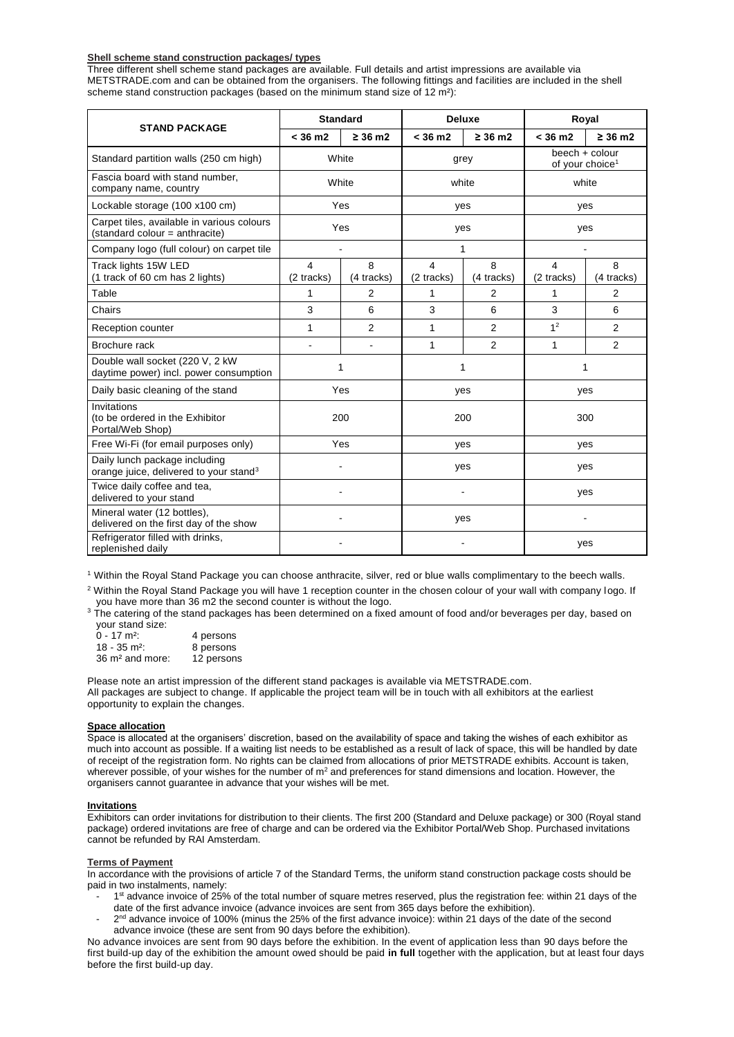**Shell scheme stand construction packages/ types**

Three different shell scheme stand packages are available. Full details and artist impressions are available via METSTRADE.com and can be obtained from the organisers. The following fittings and facilities are included in the shell scheme stand construction packages (based on the minimum stand size of 12 m²):

| STAND PACKAGE | Standard | | Deluxe | | Royal | |
|---|---|---|---|---|---|---|
| | < 36 m2 | ≥ 36 m2 | < 36 m2 | ≥ 36 m2 | < 36 m2 | ≥ 36 m2 |
| Standard partition walls (250 cm high) | White | | grey | | beech + colour of your choice[1] | |
| Fascia board with stand number, company name, country | White | | white | | white | |
| Lockable storage (100 x100 cm) | Yes | | yes | | yes | |
| Carpet tiles, available in various colours (standard colour = anthracite) | Yes | | yes | | yes | |
| Company logo (full colour) on carpet tile | - | | 1 | | - | |
| Track lights 15W LED (1 track of 60 cm has 2 lights) | 4 (2 tracks) | 8 (4 tracks) | 4 (2 tracks) | 8 (4 tracks) | 4 (2 tracks) | 8 (4 tracks) |
| Table | 1 | 2 | 1 | 2 | 1 | 2 |
| Chairs | 3 | 6 | 3 | 6 | 3 | 6 |
| Reception counter | 1 | 2 | 1 | 2 | 1[2] | 2 |
| Brochure rack | - | - | 1 | 2 | 1 | 2 |
| Double wall socket (220 V, 2 kW daytime power) incl. power consumption | 1 | | 1 | | 1 | |
| Daily basic cleaning of the stand | Yes | | yes | | yes | |
| Invitations (to be ordered in the Exhibitor Portal/Web Shop) | 200 | | 200 | | 300 | |
| Free Wi-Fi (for email purposes only) | Yes | | yes | | yes | |
| Daily lunch package including orange juice, delivered to your stand[3] | - | | yes | | yes | |
| Twice daily coffee and tea, delivered to your stand | - | | - | | yes | |
| Mineral water (12 bottles), delivered on the first day of the show | - | | yes | | - | |
| Refrigerator filled with drinks, replenished daily | - | | - | | yes | |

[1] Within the Royal Stand Package you can choose anthracite, silver, red or blue walls complimentary to the beech walls.

[2] Within the Royal Stand Package you will have 1 reception counter in the chosen colour of your wall with company logo. If you have more than 36 m2 the second counter is without the logo.

[3] The catering of the stand packages has been determined on a fixed amount of food and/or beverages per day, based on your stand size:

| | |
|---|---|
| 0 - 17 m²: | 4 persons |
| 18 - 35 m²: | 8 persons |
| 36 m² and more: | 12 persons |

Please note an artist impression of the different stand packages is available via METSTRADE.com.
All packages are subject to change. If applicable the project team will be in touch with all exhibitors at the earliest opportunity to explain the changes.

**Space allocation**

Space is allocated at the organisers' discretion, based on the availability of space and taking the wishes of each exhibitor as much into account as possible. If a waiting list needs to be established as a result of lack of space, this will be handled by date of receipt of the registration form. No rights can be claimed from allocations of prior METSTRADE exhibits. Account is taken, wherever possible, of your wishes for the number of m² and preferences for stand dimensions and location. However, the organisers cannot guarantee in advance that your wishes will be met.

**Invitations**

Exhibitors can order invitations for distribution to their clients. The first 200 (Standard and Deluxe package) or 300 (Royal stand package) ordered invitations are free of charge and can be ordered via the Exhibitor Portal/Web Shop. Purchased invitations cannot be refunded by RAI Amsterdam.

**Terms of Payment**

In accordance with the provisions of article 7 of the Standard Terms, the uniform stand construction package costs should be paid in two instalments, namely:

- 1st advance invoice of 25% of the total number of square metres reserved, plus the registration fee: within 21 days of the date of the first advance invoice (advance invoices are sent from 365 days before the exhibition).
- 2nd advance invoice of 100% (minus the 25% of the first advance invoice): within 21 days of the date of the second advance invoice (these are sent from 90 days before the exhibition).

No advance invoices are sent from 90 days before the exhibition. In the event of application less than 90 days before the first build-up day of the exhibition the amount owed should be paid **in full** together with the application, but at least four days before the first build-up day.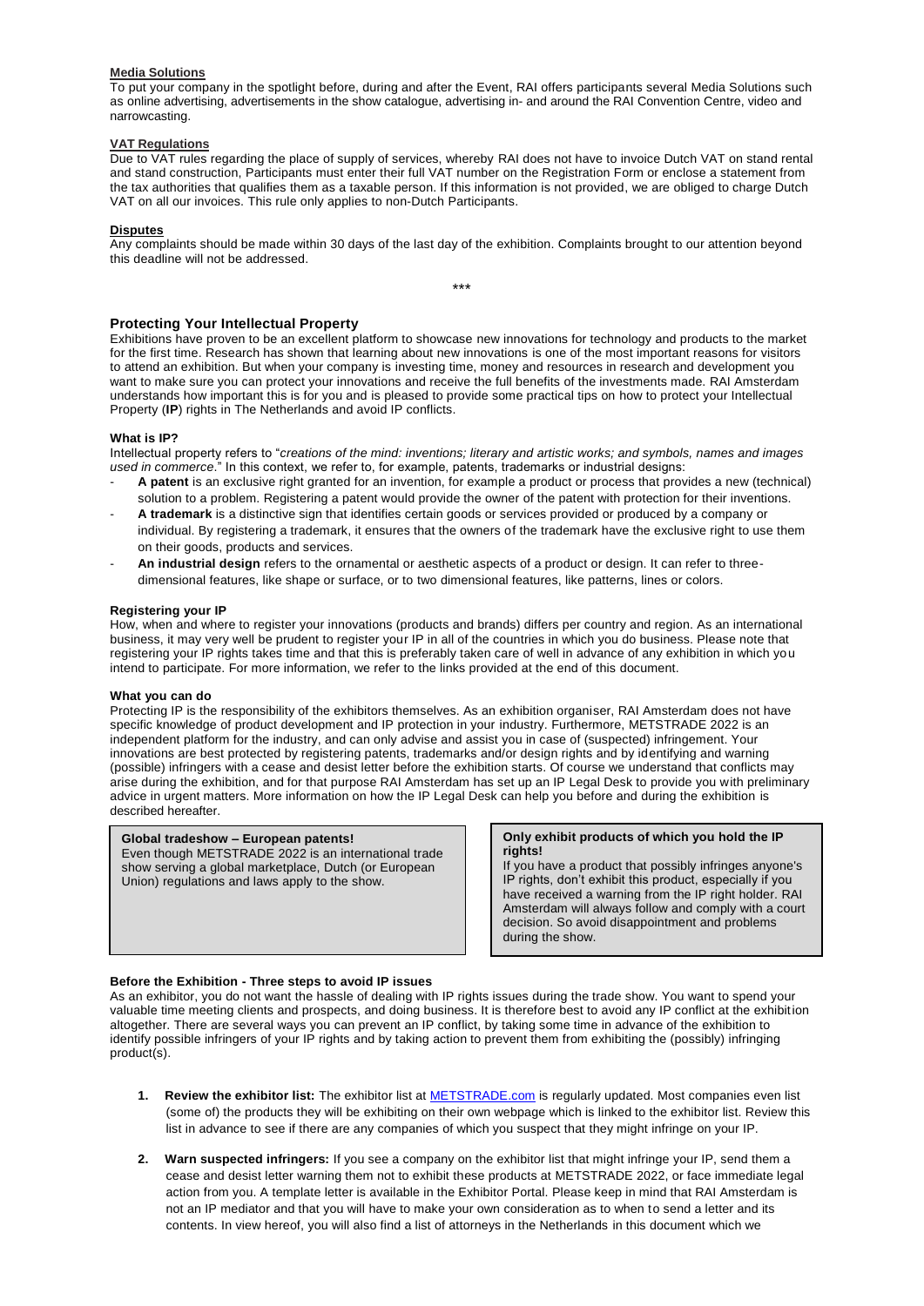**Media Solutions**

To put your company in the spotlight before, during and after the Event, RAI offers participants several Media Solutions such as online advertising, advertisements in the show catalogue, advertising in- and around the RAI Convention Centre, video and narrowcasting.

**VAT Regulations**

Due to VAT rules regarding the place of supply of services, whereby RAI does not have to invoice Dutch VAT on stand rental and stand construction, Participants must enter their full VAT number on the Registration Form or enclose a statement from the tax authorities that qualifies them as a taxable person. If this information is not provided, we are obliged to charge Dutch VAT on all our invoices. This rule only applies to non-Dutch Participants.

**Disputes**

Any complaints should be made within 30 days of the last day of the exhibition. Complaints brought to our attention beyond this deadline will not be addressed.

***

## Protecting Your Intellectual Property

Exhibitions have proven to be an excellent platform to showcase new innovations for technology and products to the market for the first time. Research has shown that learning about new innovations is one of the most important reasons for visitors to attend an exhibition. But when your company is investing time, money and resources in research and development you want to make sure you can protect your innovations and receive the full benefits of the investments made. RAI Amsterdam understands how important this is for you and is pleased to provide some practical tips on how to protect your Intellectual Property (**IP**) rights in The Netherlands and avoid IP conflicts.

### What is IP?

Intellectual property refers to "*creations of the mind: inventions; literary and artistic works; and symbols, names and images used in commerce*." In this context, we refer to, for example, patents, trademarks or industrial designs:

- **A patent** is an exclusive right granted for an invention, for example a product or process that provides a new (technical) solution to a problem. Registering a patent would provide the owner of the patent with protection for their inventions.
- **A trademark** is a distinctive sign that identifies certain goods or services provided or produced by a company or individual. By registering a trademark, it ensures that the owners of the trademark have the exclusive right to use them on their goods, products and services.
- **An industrial design** refers to the ornamental or aesthetic aspects of a product or design. It can refer to three-dimensional features, like shape or surface, or to two dimensional features, like patterns, lines or colors.

### Registering your IP

How, when and where to register your innovations (products and brands) differs per country and region. As an international business, it may very well be prudent to register your IP in all of the countries in which you do business. Please note that registering your IP rights takes time and that this is preferably taken care of well in advance of any exhibition in which you intend to participate. For more information, we refer to the links provided at the end of this document.

### What you can do

Protecting IP is the responsibility of the exhibitors themselves. As an exhibition organiser, RAI Amsterdam does not have specific knowledge of product development and IP protection in your industry. Furthermore, METSTRADE 2022 is an independent platform for the industry, and can only advise and assist you in case of (suspected) infringement. Your innovations are best protected by registering patents, trademarks and/or design rights and by identifying and warning (possible) infringers with a cease and desist letter before the exhibition starts. Of course we understand that conflicts may arise during the exhibition, and for that purpose RAI Amsterdam has set up an IP Legal Desk to provide you with preliminary advice in urgent matters. More information on how the IP Legal Desk can help you before and during the exhibition is described hereafter.

> **Global tradeshow – European patents!**
> Even though METSTRADE 2022 is an international trade show serving a global marketplace, Dutch (or European Union) regulations and laws apply to the show.

> **Only exhibit products of which you hold the IP rights!**
> If you have a product that possibly infringes anyone's IP rights, don't exhibit this product, especially if you have received a warning from the IP right holder. RAI Amsterdam will always follow and comply with a court decision. So avoid disappointment and problems during the show.

### Before the Exhibition - Three steps to avoid IP issues

As an exhibitor, you do not want the hassle of dealing with IP rights issues during the trade show. You want to spend your valuable time meeting clients and prospects, and doing business. It is therefore best to avoid any IP conflict at the exhibition altogether. There are several ways you can prevent an IP conflict, by taking some time in advance of the exhibition to identify possible infringers of your IP rights and by taking action to prevent them from exhibiting the (possibly) infringing product(s).

1. **Review the exhibitor list:** The exhibitor list at METSTRADE.com is regularly updated. Most companies even list (some of) the products they will be exhibiting on their own webpage which is linked to the exhibitor list. Review this list in advance to see if there are any companies of which you suspect that they might infringe on your IP.

2. **Warn suspected infringers:** If you see a company on the exhibitor list that might infringe your IP, send them a cease and desist letter warning them not to exhibit these products at METSTRADE 2022, or face immediate legal action from you. A template letter is available in the Exhibitor Portal. Please keep in mind that RAI Amsterdam is not an IP mediator and that you will have to make your own consideration as to when to send a letter and its contents. In view hereof, you will also find a list of attorneys in the Netherlands in this document which we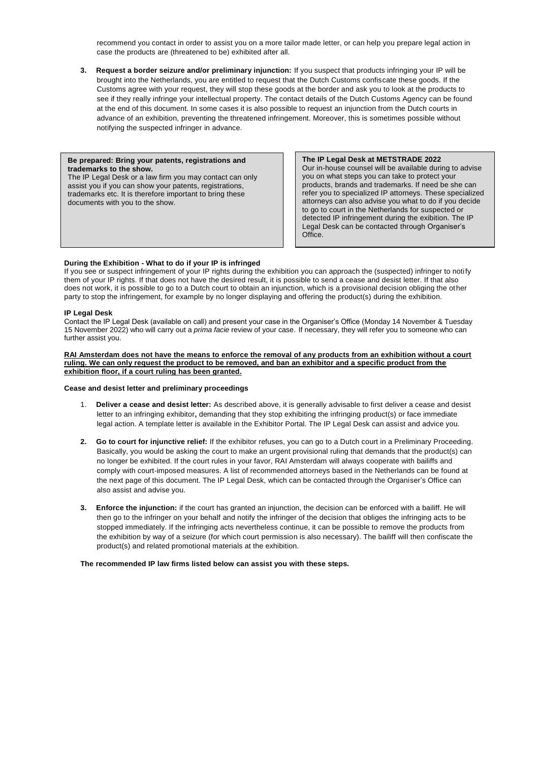recommend you contact in order to assist you on a more tailor made letter, or can help you prepare legal action in case the products are (threatened to be) exhibited after all.

3. **Request a border seizure and/or preliminary injunction:** If you suspect that products infringing your IP will be brought into the Netherlands, you are entitled to request that the Dutch Customs confiscate these goods. If the Customs agree with your request, they will stop these goods at the border and ask you to look at the products to see if they really infringe your intellectual property. The contact details of the Dutch Customs Agency can be found at the end of this document. In some cases it is also possible to request an injunction from the Dutch courts in advance of an exhibition, preventing the threatened infringement. Moreover, this is sometimes possible without notifying the suspected infringer in advance.

**Be prepared: Bring your patents, registrations and trademarks to the show.**
The IP Legal Desk or a law firm you may contact can only assist you if you can show your patents, registrations, trademarks etc. It is therefore important to bring these documents with you to the show.

**The IP Legal Desk at METSTRADE 2022**
Our in-house counsel will be available during to advise you on what steps you can take to protect your products, brands and trademarks. If need be she can refer you to specialized IP attorneys. These specialized attorneys can also advise you what to do if you decide to go to court in the Netherlands for suspected or detected IP infringement during the exibition. The IP Legal Desk can be contacted through Organiser's Office.

**During the Exhibition - What to do if your IP is infringed**

If you see or suspect infringement of your IP rights during the exhibition you can approach the (suspected) infringer to notify them of your IP rights. If that does not have the desired result, it is possible to send a cease and desist letter. If that also does not work, it is possible to go to a Dutch court to obtain an injunction, which is a provisional decision obliging the other party to stop the infringement, for example by no longer displaying and offering the product(s) during the exhibition.

**IP Legal Desk**

Contact the IP Legal Desk (available on call) and present your case in the Organiser's Office (Monday 14 November & Tuesday 15 November 2022) who will carry out a *prima facie* review of your case. If necessary, they will refer you to someone who can further assist you.

**RAI Amsterdam does not have the means to enforce the removal of any products from an exhibition without a court ruling. We can only request the product to be removed, and ban an exhibitor and a specific product from the exhibition floor, if a court ruling has been granted.**

**Cease and desist letter and preliminary proceedings**

1. **Deliver a cease and desist letter:** As described above, it is generally advisable to first deliver a cease and desist letter to an infringing exhibitor**,** demanding that they stop exhibiting the infringing product(s) or face immediate legal action. A template letter is available in the Exhibitor Portal. The IP Legal Desk can assist and advice you.

2. **Go to court for injunctive relief:** If the exhibitor refuses, you can go to a Dutch court in a Preliminary Proceeding. Basically, you would be asking the court to make an urgent provisional ruling that demands that the product(s) can no longer be exhibited. If the court rules in your favor, RAI Amsterdam will always cooperate with bailiffs and comply with court-imposed measures. A list of recommended attorneys based in the Netherlands can be found at the next page of this document. The IP Legal Desk, which can be contacted through the Organiser's Office can also assist and advise you.

3. **Enforce the injunction:** if the court has granted an injunction, the decision can be enforced with a bailiff. He will then go to the infringer on your behalf and notify the infringer of the decision that obliges the infringing acts to be stopped immediately. If the infringing acts nevertheless continue, it can be possible to remove the products from the exhibition by way of a seizure (for which court permission is also necessary). The bailiff will then confiscate the product(s) and related promotional materials at the exhibition.

**The recommended IP law firms listed below can assist you with these steps.**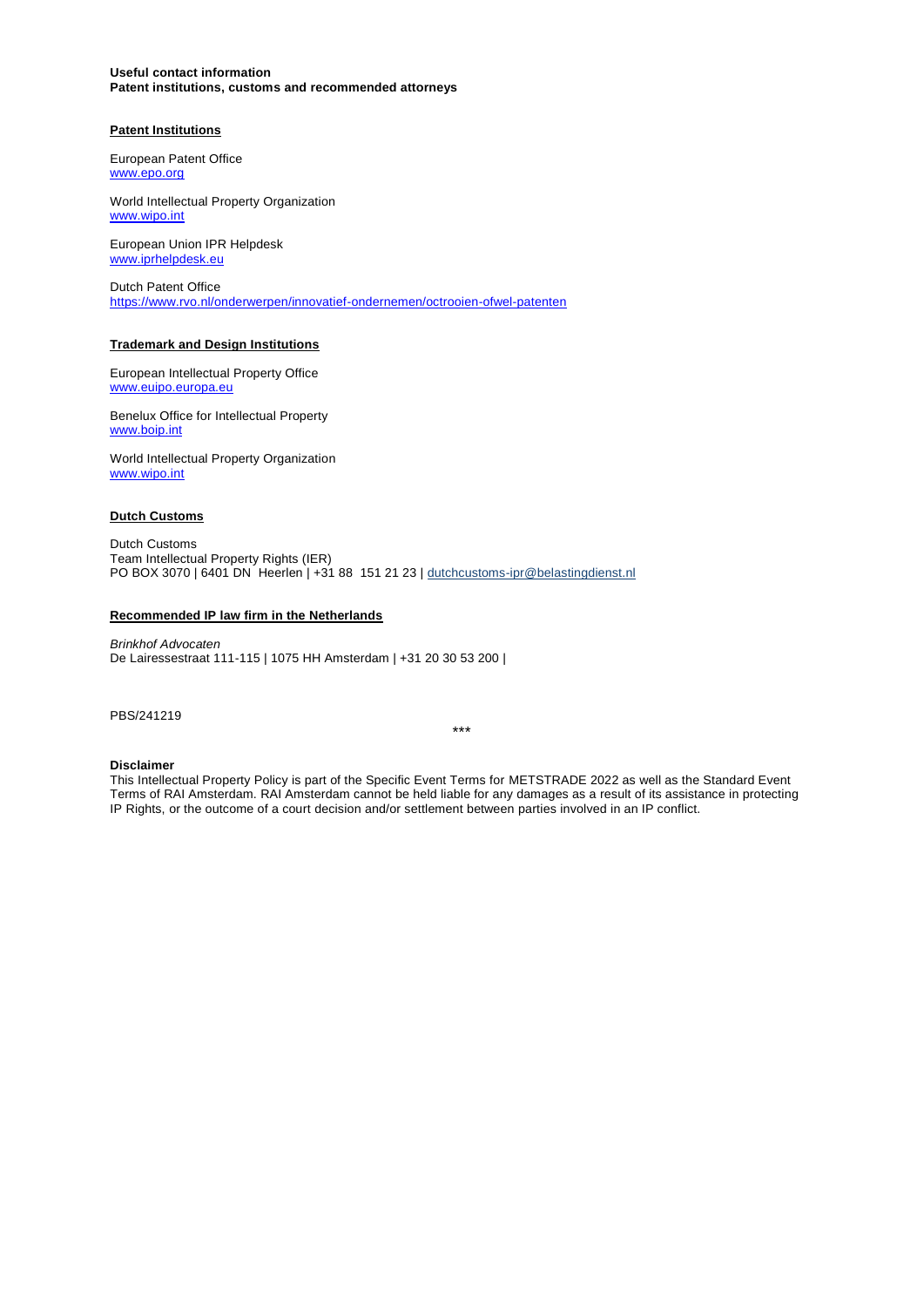**Useful contact information**
**Patent institutions, customs and recommended attorneys**

## Patent Institutions

European Patent Office
www.epo.org

World Intellectual Property Organization
www.wipo.int

European Union IPR Helpdesk
www.iprhelpdesk.eu

Dutch Patent Office
https://www.rvo.nl/onderwerpen/innovatief-ondernemen/octrooien-ofwel-patenten

## Trademark and Design Institutions

European Intellectual Property Office
www.euipo.europa.eu

Benelux Office for Intellectual Property
www.boip.int

World Intellectual Property Organization
www.wipo.int

## Dutch Customs

Dutch Customs
Team Intellectual Property Rights (IER)
PO BOX 3070 | 6401 DN Heerlen | +31 88 151 21 23 | dutchcustoms-ipr@belastingdienst.nl

## Recommended IP law firm in the Netherlands

*Brinkhof Advocaten*
De Lairessestraat 111-115 | 1075 HH Amsterdam | +31 20 30 53 200 |

PBS/241219

***

**Disclaimer**
This Intellectual Property Policy is part of the Specific Event Terms for METSTRADE 2022 as well as the Standard Event Terms of RAI Amsterdam. RAI Amsterdam cannot be held liable for any damages as a result of its assistance in protecting IP Rights, or the outcome of a court decision and/or settlement between parties involved in an IP conflict.